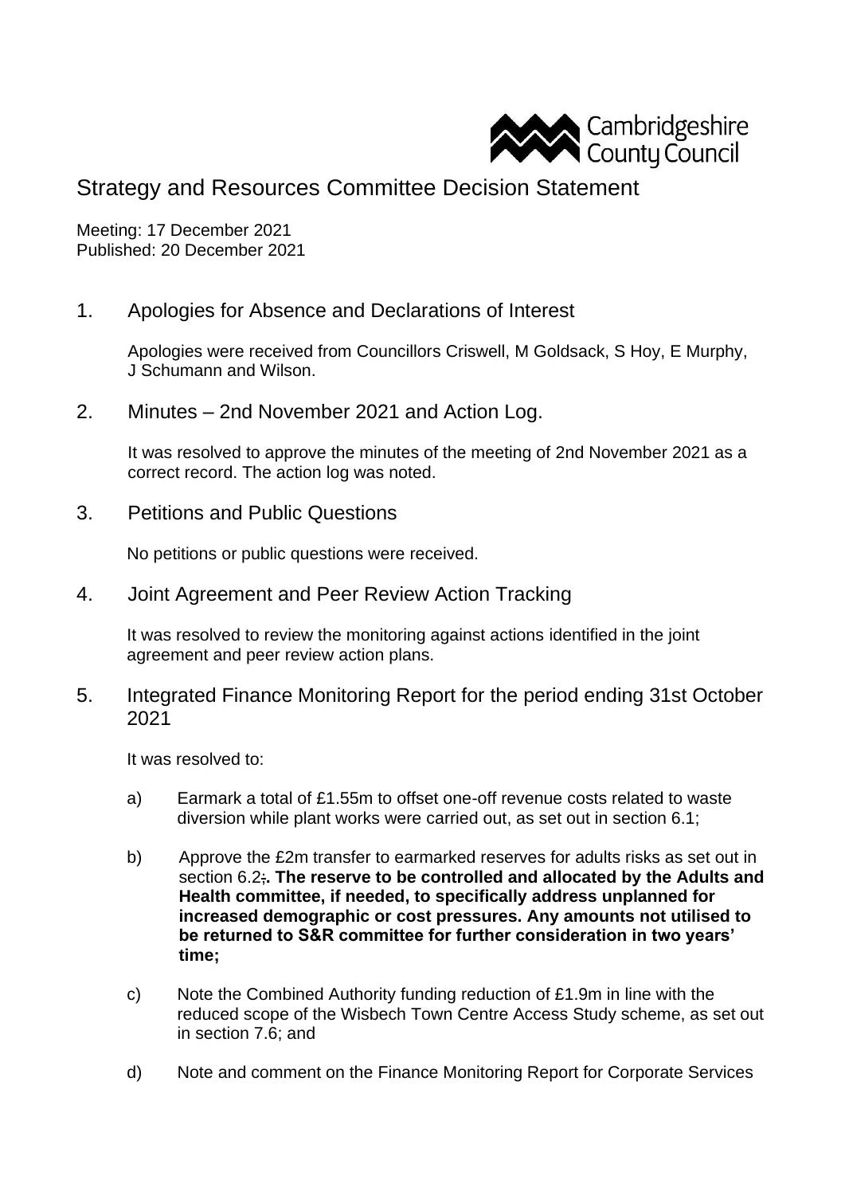Cambridgeshire County Council

# Strategy and Resources Committee Decision Statement

Meeting: 17 December 2021
Published: 20 December 2021

## 1. Apologies for Absence and Declarations of Interest

Apologies were received from Councillors Criswell, M Goldsack, S Hoy, E Murphy, J Schumann and Wilson.

## 2. Minutes – 2nd November 2021 and Action Log.

It was resolved to approve the minutes of the meeting of 2nd November 2021 as a correct record. The action log was noted.

## 3. Petitions and Public Questions

No petitions or public questions were received.

## 4. Joint Agreement and Peer Review Action Tracking

It was resolved to review the monitoring against actions identified in the joint agreement and peer review action plans.

## 5. Integrated Finance Monitoring Report for the period ending 31st October 2021

It was resolved to:

a) Earmark a total of £1.55m to offset one-off revenue costs related to waste diversion while plant works were carried out, as set out in section 6.1;

b) Approve the £2m transfer to earmarked reserves for adults risks as set out in section 6.2;**. The reserve to be controlled and allocated by the Adults and Health committee, if needed, to specifically address unplanned for increased demographic or cost pressures. Any amounts not utilised to be returned to S&R committee for further consideration in two years' time;**

c) Note the Combined Authority funding reduction of £1.9m in line with the reduced scope of the Wisbech Town Centre Access Study scheme, as set out in section 7.6; and

d) Note and comment on the Finance Monitoring Report for Corporate Services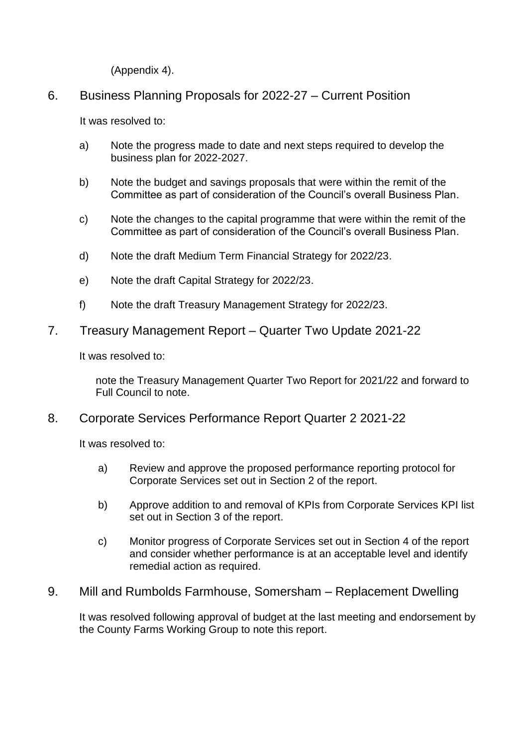(Appendix 4).

## 6. Business Planning Proposals for 2022-27 – Current Position

It was resolved to:

a) Note the progress made to date and next steps required to develop the business plan for 2022-2027.

b) Note the budget and savings proposals that were within the remit of the Committee as part of consideration of the Council's overall Business Plan.

c) Note the changes to the capital programme that were within the remit of the Committee as part of consideration of the Council's overall Business Plan.

d) Note the draft Medium Term Financial Strategy for 2022/23.

e) Note the draft Capital Strategy for 2022/23.

f) Note the draft Treasury Management Strategy for 2022/23.

## 7. Treasury Management Report – Quarter Two Update 2021-22

It was resolved to:

note the Treasury Management Quarter Two Report for 2021/22 and forward to Full Council to note.

## 8. Corporate Services Performance Report Quarter 2 2021-22

It was resolved to:

a) Review and approve the proposed performance reporting protocol for Corporate Services set out in Section 2 of the report.

b) Approve addition to and removal of KPIs from Corporate Services KPI list set out in Section 3 of the report.

c) Monitor progress of Corporate Services set out in Section 4 of the report and consider whether performance is at an acceptable level and identify remedial action as required.

## 9. Mill and Rumbolds Farmhouse, Somersham – Replacement Dwelling

It was resolved following approval of budget at the last meeting and endorsement by the County Farms Working Group to note this report.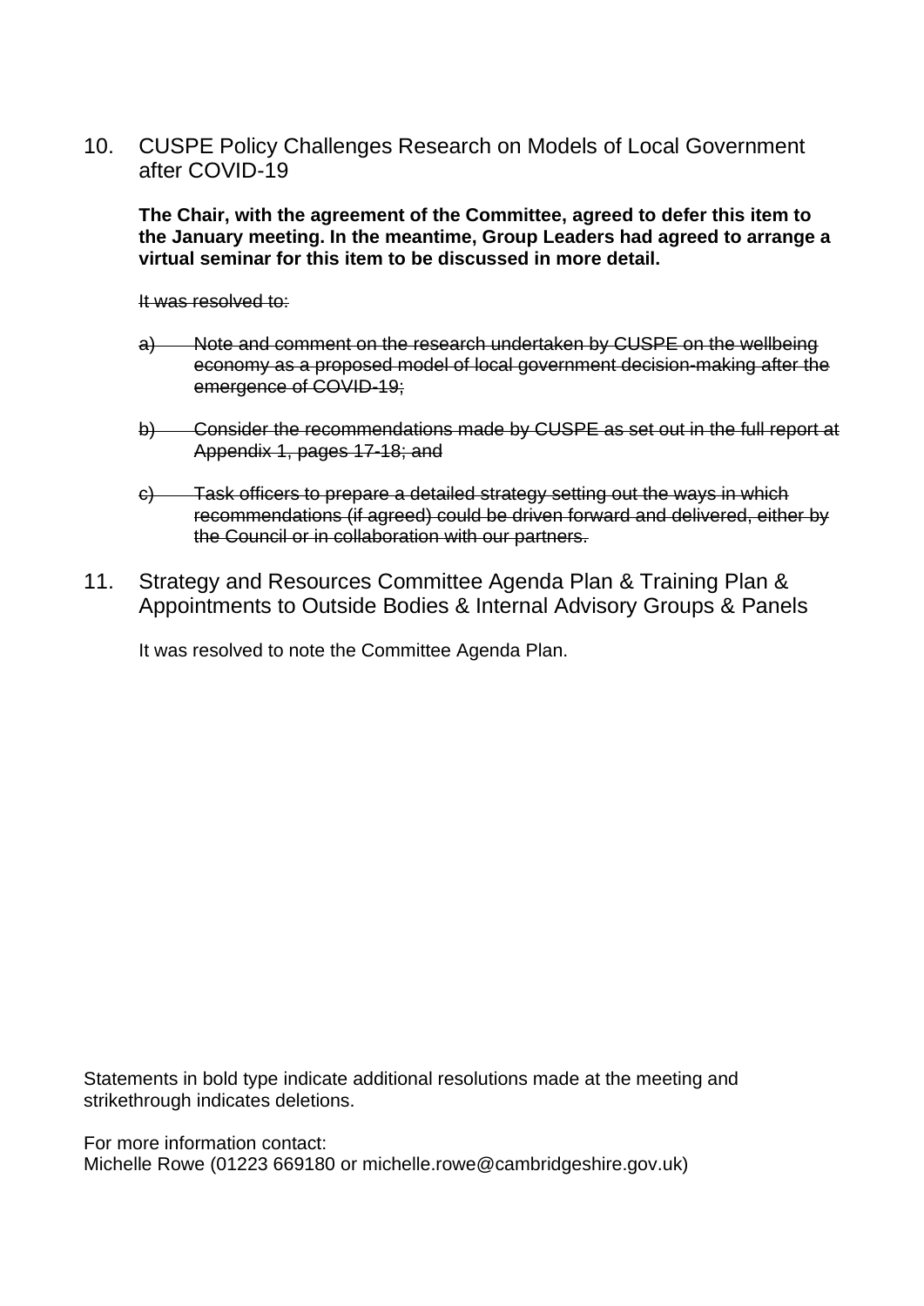10. CUSPE Policy Challenges Research on Models of Local Government after COVID-19

**The Chair, with the agreement of the Committee, agreed to defer this item to the January meeting. In the meantime, Group Leaders had agreed to arrange a virtual seminar for this item to be discussed in more detail.**

~~It was resolved to:~~

~~a) Note and comment on the research undertaken by CUSPE on the wellbeing economy as a proposed model of local government decision-making after the emergence of COVID-19;~~

~~b) Consider the recommendations made by CUSPE as set out in the full report at Appendix 1, pages 17-18; and~~

~~c) Task officers to prepare a detailed strategy setting out the ways in which recommendations (if agreed) could be driven forward and delivered, either by the Council or in collaboration with our partners.~~

11. Strategy and Resources Committee Agenda Plan & Training Plan & Appointments to Outside Bodies & Internal Advisory Groups & Panels

It was resolved to note the Committee Agenda Plan.

Statements in bold type indicate additional resolutions made at the meeting and strikethrough indicates deletions.

For more information contact:
Michelle Rowe (01223 669180 or michelle.rowe@cambridgeshire.gov.uk)